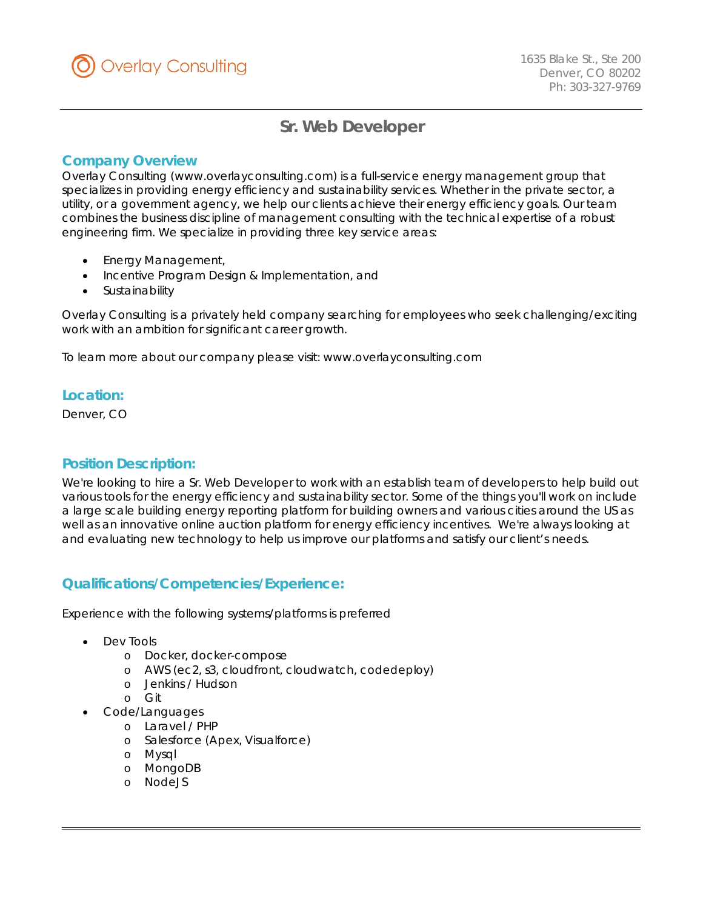Overlay Consulting

1635 Blake St., Ste 200
Denver, CO 80202
Ph: 303-327-9769

# Sr. Web Developer

## Company Overview

Overlay Consulting (www.overlayconsulting.com) is a full-service energy management group that specializes in providing energy efficiency and sustainability services. Whether in the private sector, a utility, or a government agency, we help our clients achieve their energy efficiency goals. Our team combines the business discipline of management consulting with the technical expertise of a robust engineering firm. We specialize in providing three key service areas:

- Energy Management,
- Incentive Program Design & Implementation, and
- Sustainability

Overlay Consulting is a privately held company searching for employees who seek challenging/exciting work with an ambition for significant career growth.

To learn more about our company please visit: www.overlayconsulting.com

## Location:

Denver, CO

## Position Description:

We're looking to hire a Sr. Web Developer to work with an establish team of developers to help build out various tools for the energy efficiency and sustainability sector. Some of the things you'll work on include a large scale building energy reporting platform for building owners and various cities around the US as well as an innovative online auction platform for energy efficiency incentives. We're always looking at and evaluating new technology to help us improve our platforms and satisfy our client's needs.

## Qualifications/Competencies/Experience:

Experience with the following systems/platforms is preferred

- Dev Tools
  - Docker, docker-compose
  - AWS (ec2, s3, cloudfront, cloudwatch, codedeploy)
  - Jenkins / Hudson
  - Git
- Code/Languages
  - Laravel / PHP
  - Salesforce (Apex, Visualforce)
  - Mysql
  - MongoDB
  - NodeJS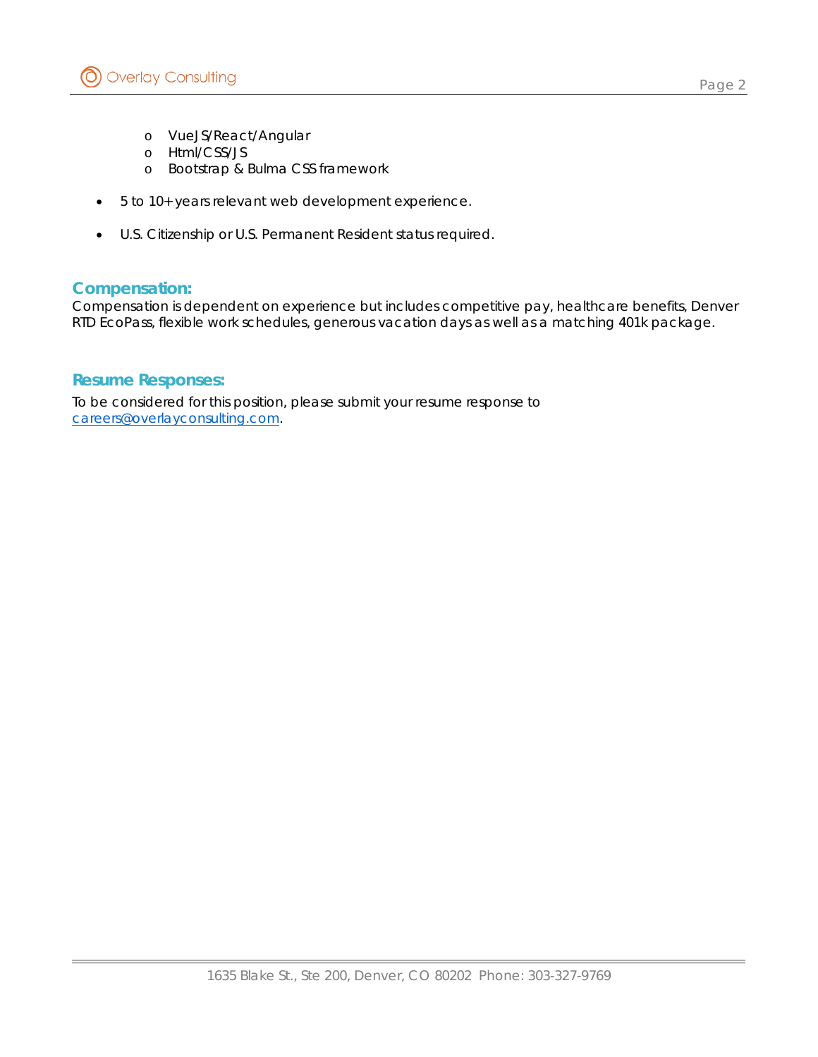- VueJS/React/Angular
  - Html/CSS/JS
  - Bootstrap & Bulma CSS framework

- 5 to 10+ years relevant web development experience.

- U.S. Citizenship or U.S. Permanent Resident status required.

### Compensation:

Compensation is dependent on experience but includes competitive pay, healthcare benefits, Denver RTD EcoPass, flexible work schedules, generous vacation days as well as a matching 401k package.

### Resume Responses:

To be considered for this position, please submit your resume response to careers@overlayconsulting.com.

1635 Blake St., Ste 200, Denver, CO 80202 Phone: 303-327-9769